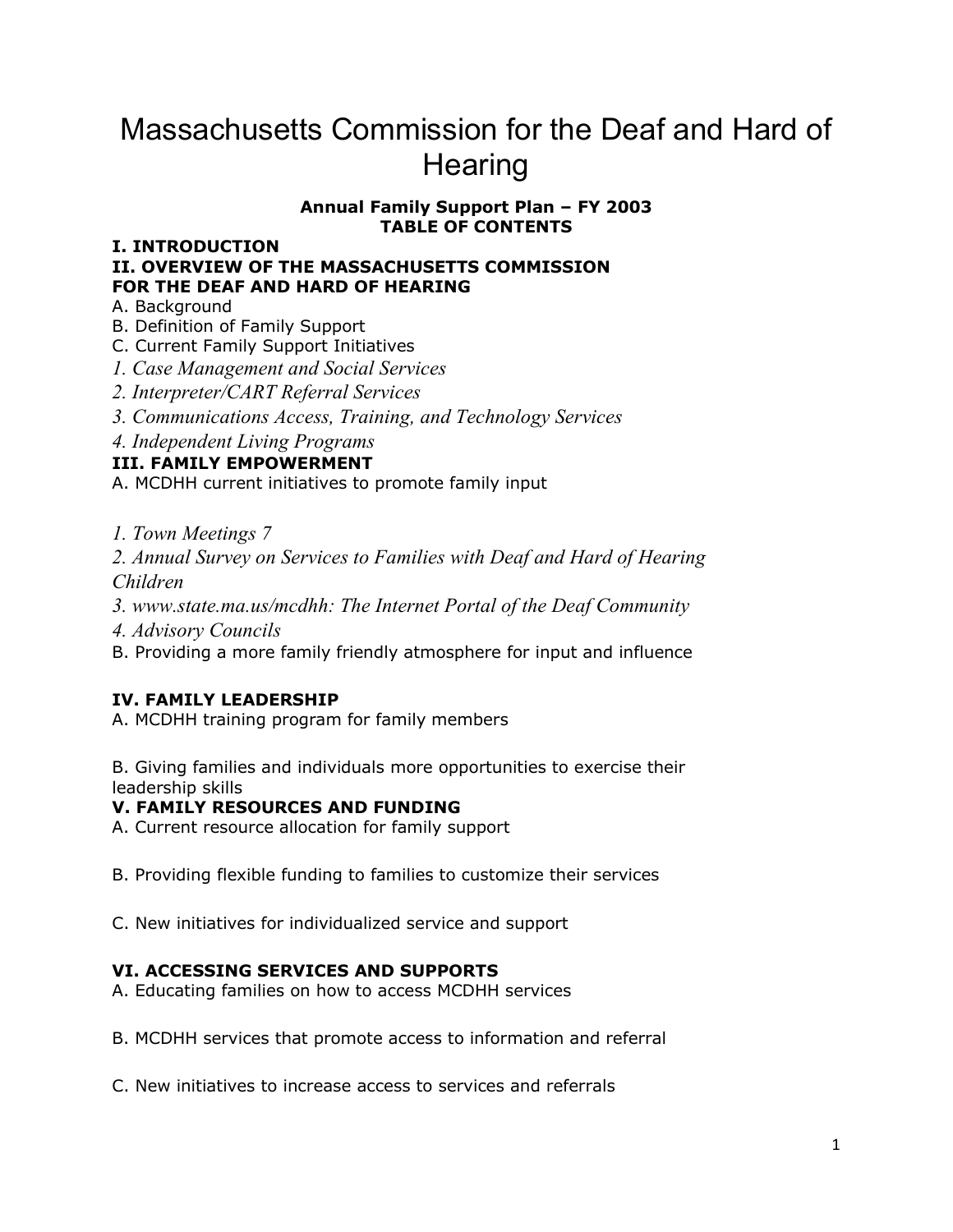# Massachusetts Commission for the Deaf and Hard of Hearing

**Annual Family Support Plan – FY 2003**
**TABLE OF CONTENTS**

**I. INTRODUCTION**

**II. OVERVIEW OF THE MASSACHUSETTS COMMISSION FOR THE DEAF AND HARD OF HEARING**

A. Background

B. Definition of Family Support

C. Current Family Support Initiatives

*1. Case Management and Social Services*

*2. Interpreter/CART Referral Services*

*3. Communications Access, Training, and Technology Services*

*4. Independent Living Programs*

**III. FAMILY EMPOWERMENT**

A. MCDHH current initiatives to promote family input

*1. Town Meetings 7*

*2. Annual Survey on Services to Families with Deaf and Hard of Hearing Children*

*3. www.state.ma.us/mcdhh: The Internet Portal of the Deaf Community*

*4. Advisory Councils*

B. Providing a more family friendly atmosphere for input and influence

**IV. FAMILY LEADERSHIP**

A. MCDHH training program for family members

B. Giving families and individuals more opportunities to exercise their leadership skills

**V. FAMILY RESOURCES AND FUNDING**

A. Current resource allocation for family support

B. Providing flexible funding to families to customize their services

C. New initiatives for individualized service and support

**VI. ACCESSING SERVICES AND SUPPORTS**

A. Educating families on how to access MCDHH services

B. MCDHH services that promote access to information and referral

C. New initiatives to increase access to services and referrals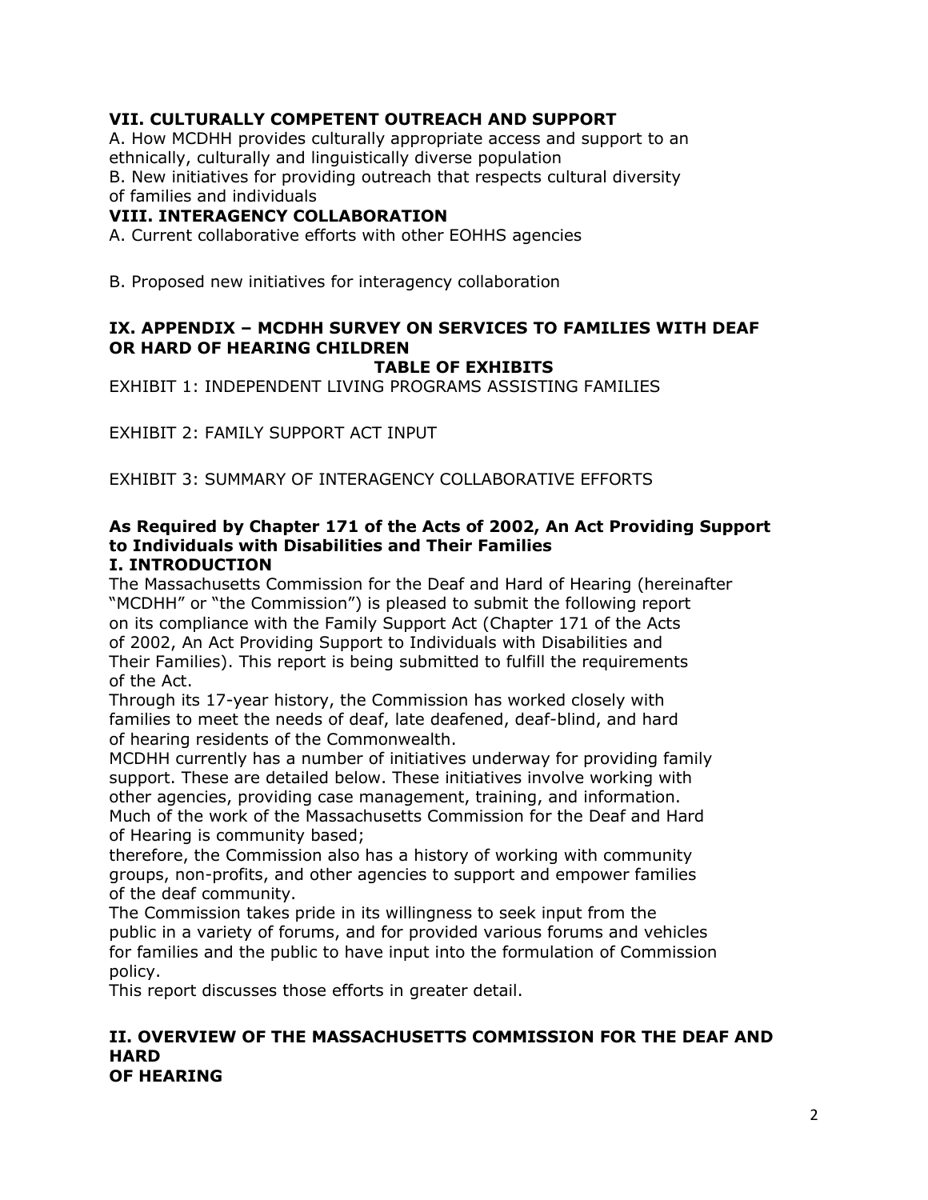**VII. CULTURALLY COMPETENT OUTREACH AND SUPPORT**

A. How MCDHH provides culturally appropriate access and support to an ethnically, culturally and linguistically diverse population

B. New initiatives for providing outreach that respects cultural diversity of families and individuals

**VIII. INTERAGENCY COLLABORATION**

A. Current collaborative efforts with other EOHHS agencies

B. Proposed new initiatives for interagency collaboration

**IX. APPENDIX – MCDHH SURVEY ON SERVICES TO FAMILIES WITH DEAF OR HARD OF HEARING CHILDREN**

**TABLE OF EXHIBITS**

EXHIBIT 1: INDEPENDENT LIVING PROGRAMS ASSISTING FAMILIES

EXHIBIT 2: FAMILY SUPPORT ACT INPUT

EXHIBIT 3: SUMMARY OF INTERAGENCY COLLABORATIVE EFFORTS

**As Required by Chapter 171 of the Acts of 2002, An Act Providing Support to Individuals with Disabilities and Their Families**

## I. INTRODUCTION

The Massachusetts Commission for the Deaf and Hard of Hearing (hereinafter "MCDHH" or "the Commission") is pleased to submit the following report on its compliance with the Family Support Act (Chapter 171 of the Acts of 2002, An Act Providing Support to Individuals with Disabilities and Their Families). This report is being submitted to fulfill the requirements of the Act.

Through its 17-year history, the Commission has worked closely with families to meet the needs of deaf, late deafened, deaf-blind, and hard of hearing residents of the Commonwealth.

MCDHH currently has a number of initiatives underway for providing family support. These are detailed below. These initiatives involve working with other agencies, providing case management, training, and information.

Much of the work of the Massachusetts Commission for the Deaf and Hard of Hearing is community based;

therefore, the Commission also has a history of working with community groups, non-profits, and other agencies to support and empower families of the deaf community.

The Commission takes pride in its willingness to seek input from the public in a variety of forums, and for provided various forums and vehicles for families and the public to have input into the formulation of Commission policy.

This report discusses those efforts in greater detail.

## II. OVERVIEW OF THE MASSACHUSETTS COMMISSION FOR THE DEAF AND HARD OF HEARING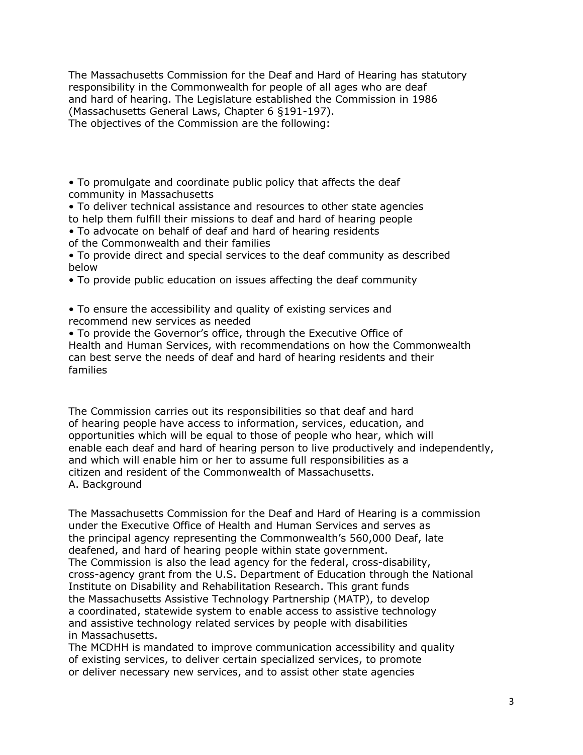The Massachusetts Commission for the Deaf and Hard of Hearing has statutory responsibility in the Commonwealth for people of all ages who are deaf and hard of hearing. The Legislature established the Commission in 1986 (Massachusetts General Laws, Chapter 6 §191-197).
The objectives of the Commission are the following:

- To promulgate and coordinate public policy that affects the deaf community in Massachusetts
- To deliver technical assistance and resources to other state agencies to help them fulfill their missions to deaf and hard of hearing people
- To advocate on behalf of deaf and hard of hearing residents of the Commonwealth and their families
- To provide direct and special services to the deaf community as described below
- To provide public education on issues affecting the deaf community
- To ensure the accessibility and quality of existing services and recommend new services as needed
- To provide the Governor's office, through the Executive Office of Health and Human Services, with recommendations on how the Commonwealth can best serve the needs of deaf and hard of hearing residents and their families

The Commission carries out its responsibilities so that deaf and hard of hearing people have access to information, services, education, and opportunities which will be equal to those of people who hear, which will enable each deaf and hard of hearing person to live productively and independently, and which will enable him or her to assume full responsibilities as a citizen and resident of the Commonwealth of Massachusetts.

## A. Background

The Massachusetts Commission for the Deaf and Hard of Hearing is a commission under the Executive Office of Health and Human Services and serves as the principal agency representing the Commonwealth's 560,000 Deaf, late deafened, and hard of hearing people within state government.
The Commission is also the lead agency for the federal, cross-disability, cross-agency grant from the U.S. Department of Education through the National Institute on Disability and Rehabilitation Research. This grant funds the Massachusetts Assistive Technology Partnership (MATP), to develop a coordinated, statewide system to enable access to assistive technology and assistive technology related services by people with disabilities in Massachusetts.
The MCDHH is mandated to improve communication accessibility and quality of existing services, to deliver certain specialized services, to promote or deliver necessary new services, and to assist other state agencies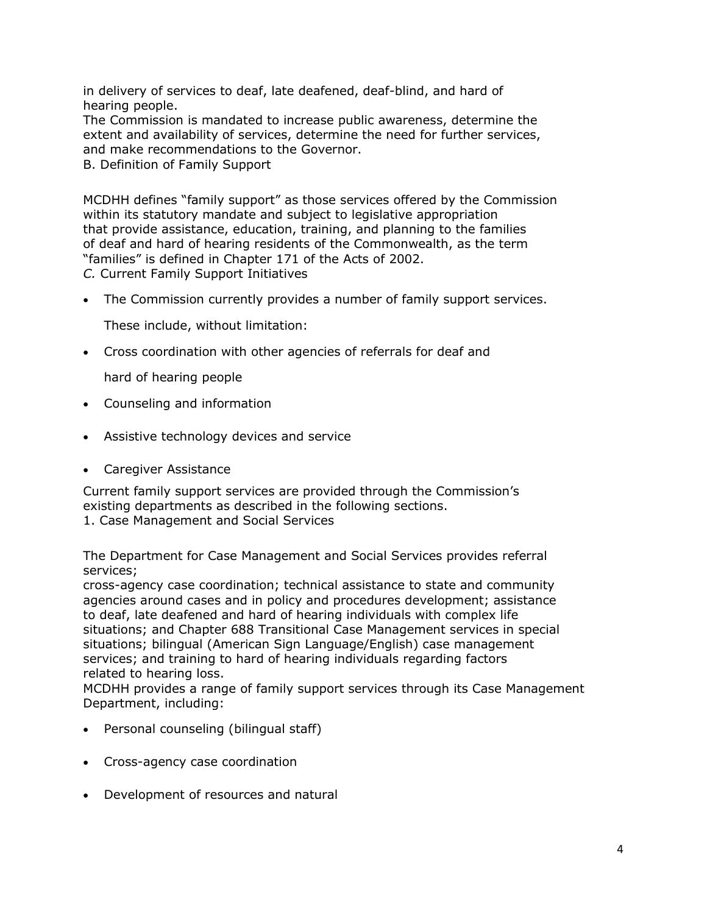in delivery of services to deaf, late deafened, deaf-blind, and hard of hearing people.

The Commission is mandated to increase public awareness, determine the extent and availability of services, determine the need for further services, and make recommendations to the Governor.

### B. Definition of Family Support

MCDHH defines "family support" as those services offered by the Commission within its statutory mandate and subject to legislative appropriation that provide assistance, education, training, and planning to the families of deaf and hard of hearing residents of the Commonwealth, as the term "families" is defined in Chapter 171 of the Acts of 2002.

### *C.* Current Family Support Initiatives

- The Commission currently provides a number of family support services.

  These include, without limitation:

- Cross coordination with other agencies of referrals for deaf and

  hard of hearing people

- Counseling and information

- Assistive technology devices and service

- Caregiver Assistance

Current family support services are provided through the Commission's existing departments as described in the following sections.

#### 1. Case Management and Social Services

The Department for Case Management and Social Services provides referral services;
cross-agency case coordination; technical assistance to state and community agencies around cases and in policy and procedures development; assistance to deaf, late deafened and hard of hearing individuals with complex life situations; and Chapter 688 Transitional Case Management services in special situations; bilingual (American Sign Language/English) case management services; and training to hard of hearing individuals regarding factors related to hearing loss.

MCDHH provides a range of family support services through its Case Management Department, including:

- Personal counseling (bilingual staff)

- Cross-agency case coordination

- Development of resources and natural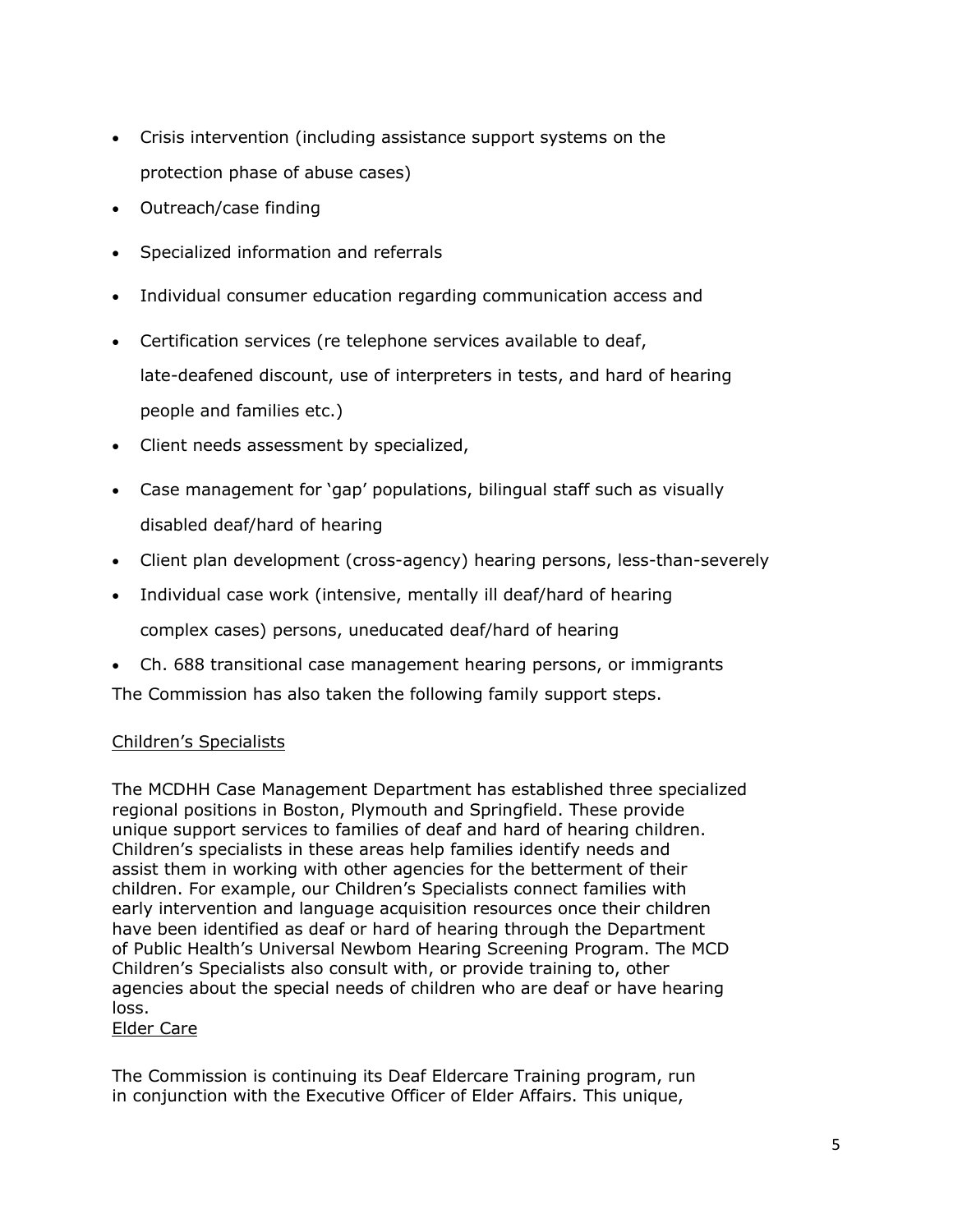- Crisis intervention (including assistance support systems on the protection phase of abuse cases)
- Outreach/case finding
- Specialized information and referrals
- Individual consumer education regarding communication access and
- Certification services (re telephone services available to deaf, late-deafened discount, use of interpreters in tests, and hard of hearing people and families etc.)
- Client needs assessment by specialized,
- Case management for 'gap' populations, bilingual staff such as visually disabled deaf/hard of hearing
- Client plan development (cross-agency) hearing persons, less-than-severely
- Individual case work (intensive, mentally ill deaf/hard of hearing complex cases) persons, uneducated deaf/hard of hearing
- Ch. 688 transitional case management hearing persons, or immigrants

The Commission has also taken the following family support steps.

<u>Children's Specialists</u>

The MCDHH Case Management Department has established three specialized regional positions in Boston, Plymouth and Springfield. These provide unique support services to families of deaf and hard of hearing children. Children's specialists in these areas help families identify needs and assist them in working with other agencies for the betterment of their children. For example, our Children's Specialists connect families with early intervention and language acquisition resources once their children have been identified as deaf or hard of hearing through the Department of Public Health's Universal Newbom Hearing Screening Program. The MCD Children's Specialists also consult with, or provide training to, other agencies about the special needs of children who are deaf or have hearing loss.

<u>Elder Care</u>

The Commission is continuing its Deaf Eldercare Training program, run in conjunction with the Executive Officer of Elder Affairs. This unique,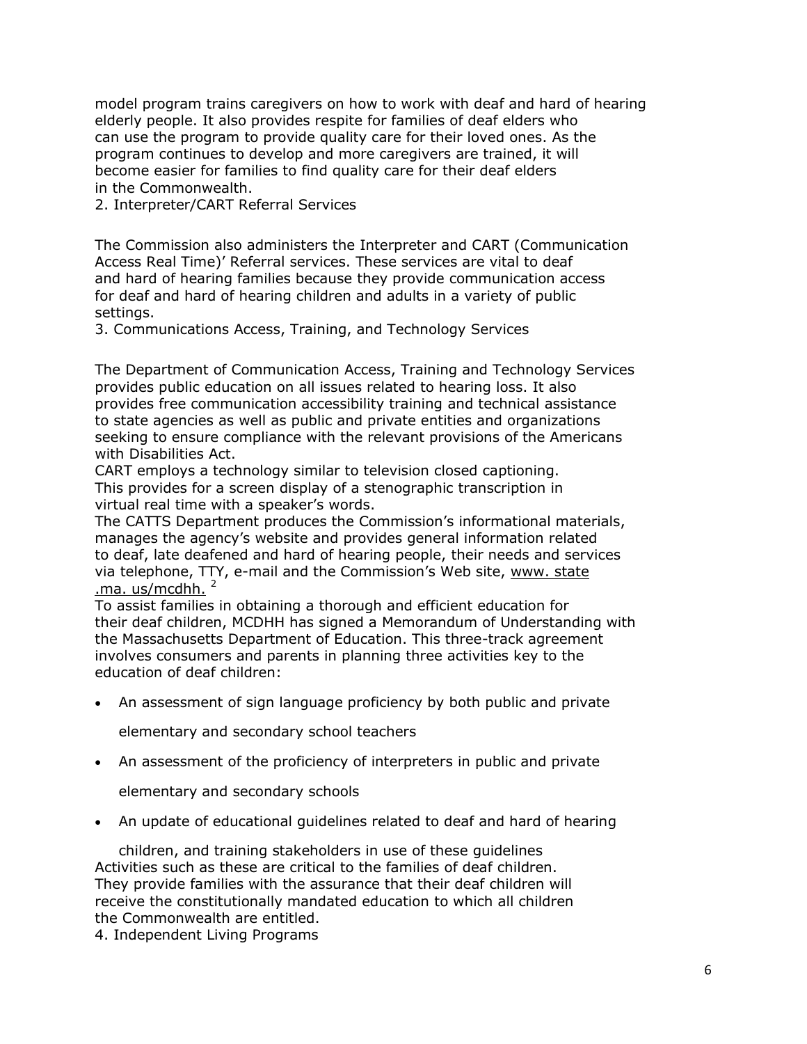model program trains caregivers on how to work with deaf and hard of hearing elderly people. It also provides respite for families of deaf elders who can use the program to provide quality care for their loved ones. As the program continues to develop and more caregivers are trained, it will become easier for families to find quality care for their deaf elders in the Commonwealth.

## 2. Interpreter/CART Referral Services

The Commission also administers the Interpreter and CART (Communication Access Real Time)' Referral services. These services are vital to deaf and hard of hearing families because they provide communication access for deaf and hard of hearing children and adults in a variety of public settings.

## 3. Communications Access, Training, and Technology Services

The Department of Communication Access, Training and Technology Services provides public education on all issues related to hearing loss. It also provides free communication accessibility training and technical assistance to state agencies as well as public and private entities and organizations seeking to ensure compliance with the relevant provisions of the Americans with Disabilities Act.

CART employs a technology similar to television closed captioning. This provides for a screen display of a stenographic transcription in virtual real time with a speaker's words.

The CATTS Department produces the Commission's informational materials, manages the agency's website and provides general information related to deaf, late deafened and hard of hearing people, their needs and services via telephone, TTY, e-mail and the Commission's Web site, www. state .ma. us/mcdhh. [2]

To assist families in obtaining a thorough and efficient education for their deaf children, MCDHH has signed a Memorandum of Understanding with the Massachusetts Department of Education. This three-track agreement involves consumers and parents in planning three activities key to the education of deaf children:

- An assessment of sign language proficiency by both public and private elementary and secondary school teachers
- An assessment of the proficiency of interpreters in public and private elementary and secondary schools
- An update of educational guidelines related to deaf and hard of hearing children, and training stakeholders in use of these guidelines

Activities such as these are critical to the families of deaf children. They provide families with the assurance that their deaf children will receive the constitutionally mandated education to which all children the Commonwealth are entitled.

## 4. Independent Living Programs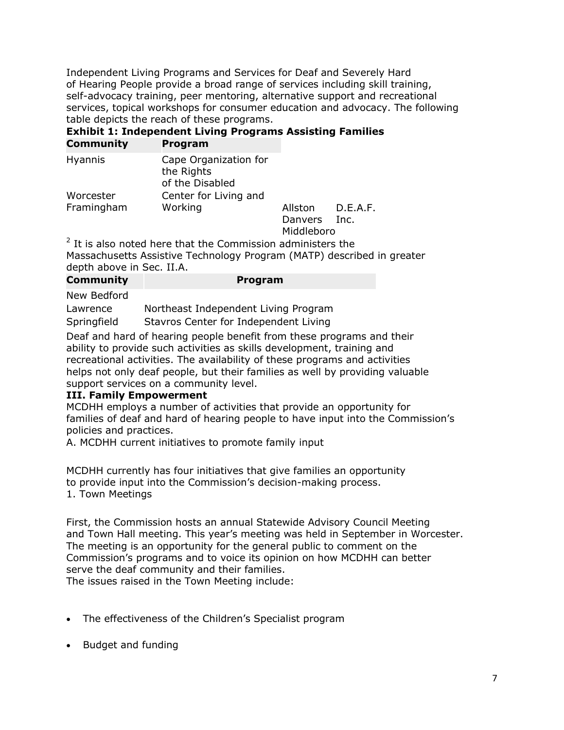Independent Living Programs and Services for Deaf and Severely Hard of Hearing People provide a broad range of services including skill training, self-advocacy training, peer mentoring, alternative support and recreational services, topical workshops for consumer education and advocacy. The following table depicts the reach of these programs.

**Exhibit 1: Independent Living Programs Assisting Families**

| Community | Program |
|---|---|
| Hyannis | Cape Organization for the Rights of the Disabled |
| Worcester Framingham | Center for Living and Working |
| Allston Danvers Middleboro | D.E.A.F. Inc. |
| New Bedford | |
| Lawrence | Northeast Independent Living Program |
| Springfield | Stavros Center for Independent Living |

[2] It is also noted here that the Commission administers the Massachusetts Assistive Technology Program (MATP) described in greater depth above in Sec. II.A.

Deaf and hard of hearing people benefit from these programs and their ability to provide such activities as skills development, training and recreational activities. The availability of these programs and activities helps not only deaf people, but their families as well by providing valuable support services on a community level.

**III. Family Empowerment**

MCDHH employs a number of activities that provide an opportunity for families of deaf and hard of hearing people to have input into the Commission's policies and practices.

A. MCDHH current initiatives to promote family input

MCDHH currently has four initiatives that give families an opportunity to provide input into the Commission's decision-making process.

1. Town Meetings

First, the Commission hosts an annual Statewide Advisory Council Meeting and Town Hall meeting. This year's meeting was held in September in Worcester. The meeting is an opportunity for the general public to comment on the Commission's programs and to voice its opinion on how MCDHH can better serve the deaf community and their families.

The issues raised in the Town Meeting include:

- The effectiveness of the Children's Specialist program
- Budget and funding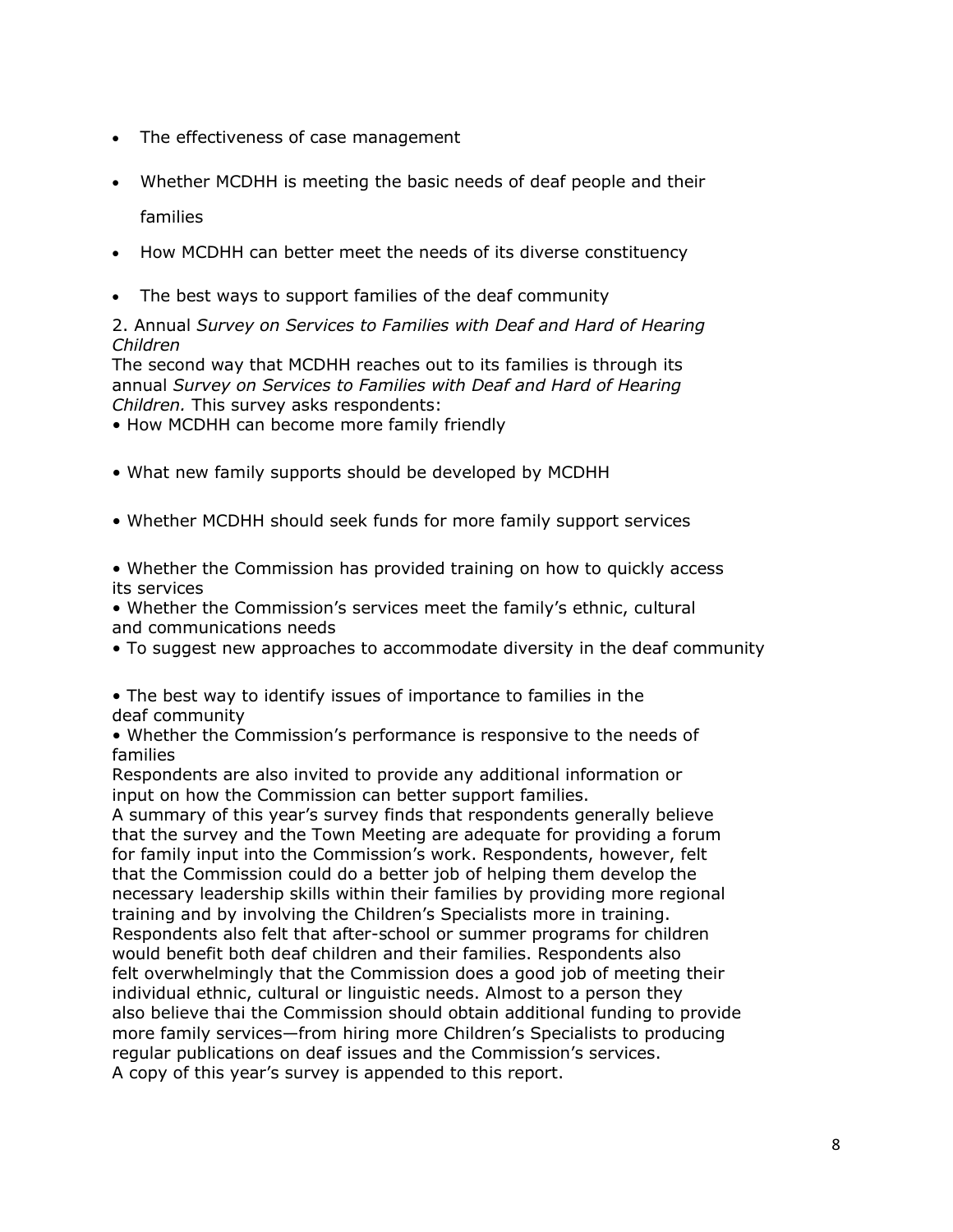- The effectiveness of case management
- Whether MCDHH is meeting the basic needs of deaf people and their families
- How MCDHH can better meet the needs of its diverse constituency
- The best ways to support families of the deaf community

2. Annual *Survey on Services to Families with Deaf and Hard of Hearing Children*

The second way that MCDHH reaches out to its families is through its annual *Survey on Services to Families with Deaf and Hard of Hearing Children.* This survey asks respondents:

- How MCDHH can become more family friendly
- What new family supports should be developed by MCDHH
- Whether MCDHH should seek funds for more family support services
- Whether the Commission has provided training on how to quickly access its services
- Whether the Commission's services meet the family's ethnic, cultural and communications needs
- To suggest new approaches to accommodate diversity in the deaf community
- The best way to identify issues of importance to families in the deaf community
- Whether the Commission's performance is responsive to the needs of families

Respondents are also invited to provide any additional information or input on how the Commission can better support families.

A summary of this year's survey finds that respondents generally believe that the survey and the Town Meeting are adequate for providing a forum for family input into the Commission's work. Respondents, however, felt that the Commission could do a better job of helping them develop the necessary leadership skills within their families by providing more regional training and by involving the Children's Specialists more in training. Respondents also felt that after-school or summer programs for children would benefit both deaf children and their families. Respondents also felt overwhelmingly that the Commission does a good job of meeting their individual ethnic, cultural or linguistic needs. Almost to a person they also believe thai the Commission should obtain additional funding to provide more family services—from hiring more Children's Specialists to producing regular publications on deaf issues and the Commission's services.

A copy of this year's survey is appended to this report.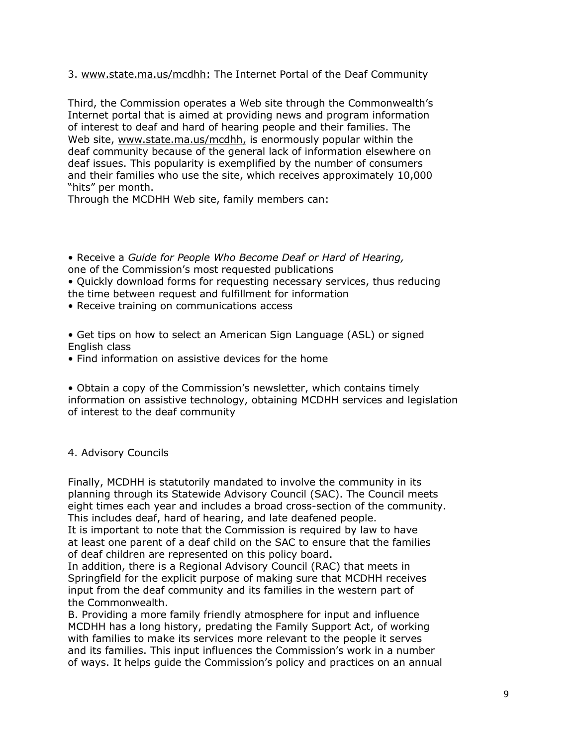3. www.state.ma.us/mcdhh: The Internet Portal of the Deaf Community

Third, the Commission operates a Web site through the Commonwealth's Internet portal that is aimed at providing news and program information of interest to deaf and hard of hearing people and their families. The Web site, www.state.ma.us/mcdhh, is enormously popular within the deaf community because of the general lack of information elsewhere on deaf issues. This popularity is exemplified by the number of consumers and their families who use the site, which receives approximately 10,000 "hits" per month.

Through the MCDHH Web site, family members can:

- Receive a *Guide for People Who Become Deaf or Hard of Hearing,* one of the Commission's most requested publications
- Quickly download forms for requesting necessary services, thus reducing the time between request and fulfillment for information
- Receive training on communications access
- Get tips on how to select an American Sign Language (ASL) or signed English class
- Find information on assistive devices for the home
- Obtain a copy of the Commission's newsletter, which contains timely information on assistive technology, obtaining MCDHH services and legislation of interest to the deaf community

4. Advisory Councils

Finally, MCDHH is statutorily mandated to involve the community in its planning through its Statewide Advisory Council (SAC). The Council meets eight times each year and includes a broad cross-section of the community. This includes deaf, hard of hearing, and late deafened people.

It is important to note that the Commission is required by law to have at least one parent of a deaf child on the SAC to ensure that the families of deaf children are represented on this policy board.

In addition, there is a Regional Advisory Council (RAC) that meets in Springfield for the explicit purpose of making sure that MCDHH receives input from the deaf community and its families in the western part of the Commonwealth.

B. Providing a more family friendly atmosphere for input and influence

MCDHH has a long history, predating the Family Support Act, of working with families to make its services more relevant to the people it serves and its families. This input influences the Commission's work in a number of ways. It helps guide the Commission's policy and practices on an annual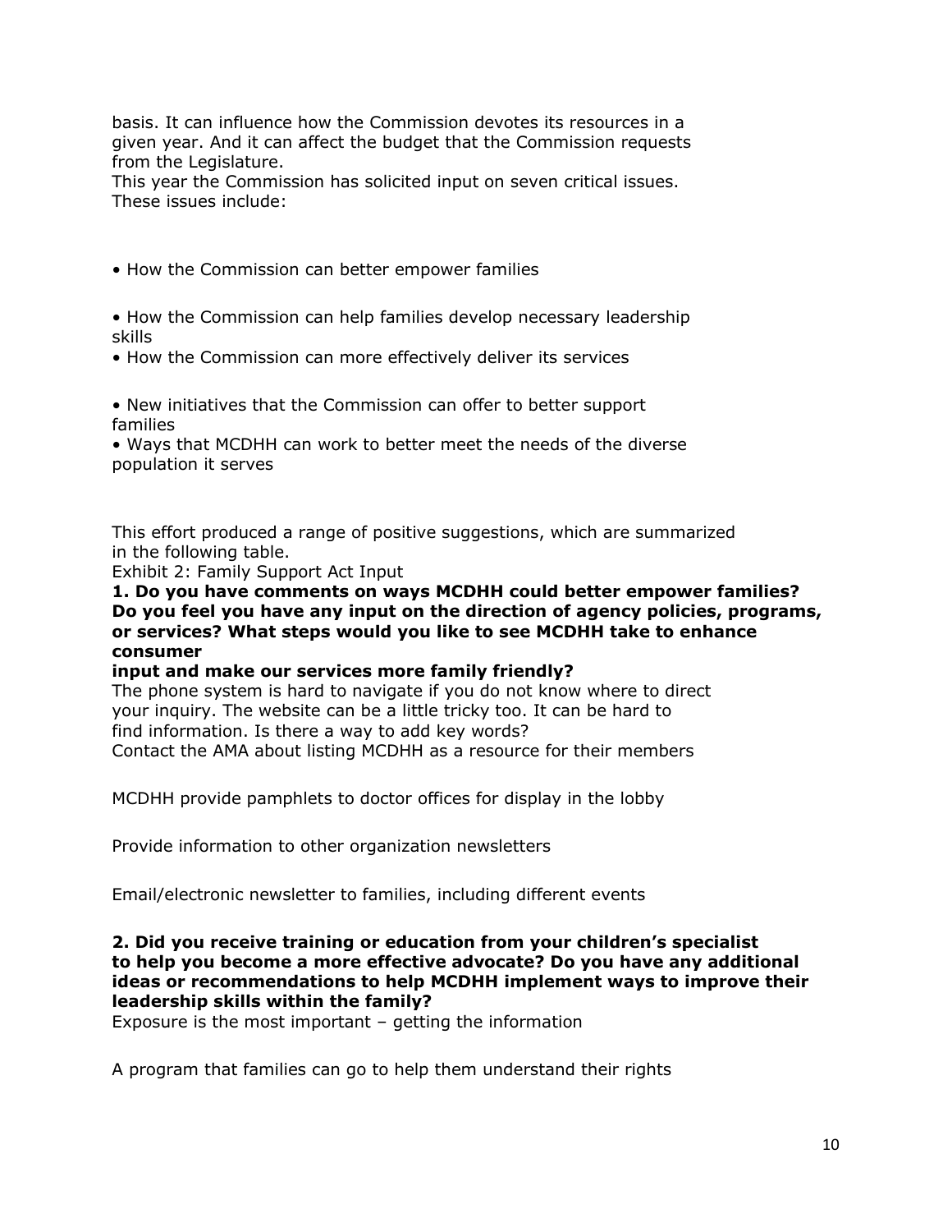basis. It can influence how the Commission devotes its resources in a given year. And it can affect the budget that the Commission requests from the Legislature.

This year the Commission has solicited input on seven critical issues. These issues include:

- How the Commission can better empower families
- How the Commission can help families develop necessary leadership skills
- How the Commission can more effectively deliver its services
- New initiatives that the Commission can offer to better support families
- Ways that MCDHH can work to better meet the needs of the diverse population it serves

This effort produced a range of positive suggestions, which are summarized in the following table.

Exhibit 2: Family Support Act Input

**1. Do you have comments on ways MCDHH could better empower families? Do you feel you have any input on the direction of agency policies, programs, or services? What steps would you like to see MCDHH take to enhance consumer input and make our services more family friendly?**

The phone system is hard to navigate if you do not know where to direct your inquiry. The website can be a little tricky too. It can be hard to find information. Is there a way to add key words?

Contact the AMA about listing MCDHH as a resource for their members

MCDHH provide pamphlets to doctor offices for display in the lobby

Provide information to other organization newsletters

Email/electronic newsletter to families, including different events

**2. Did you receive training or education from your children's specialist to help you become a more effective advocate? Do you have any additional ideas or recommendations to help MCDHH implement ways to improve their leadership skills within the family?**

Exposure is the most important – getting the information

A program that families can go to help them understand their rights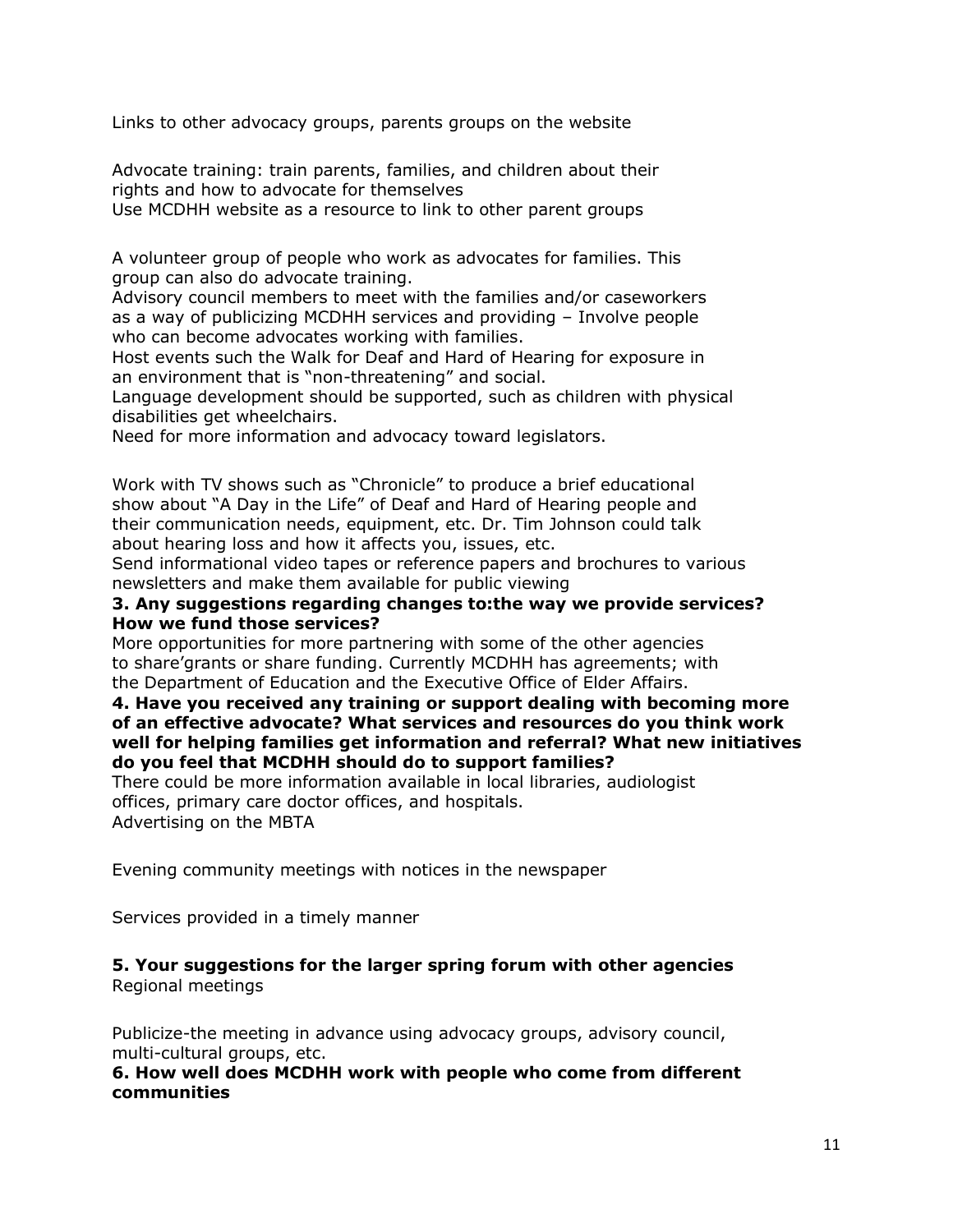Links to other advocacy groups, parents groups on the website

Advocate training: train parents, families, and children about their rights and how to advocate for themselves
Use MCDHH website as a resource to link to other parent groups

A volunteer group of people who work as advocates for families. This group can also do advocate training.
Advisory council members to meet with the families and/or caseworkers as a way of publicizing MCDHH services and providing – Involve people who can become advocates working with families.
Host events such the Walk for Deaf and Hard of Hearing for exposure in an environment that is "non-threatening" and social.
Language development should be supported, such as children with physical disabilities get wheelchairs.
Need for more information and advocacy toward legislators.

Work with TV shows such as "Chronicle" to produce a brief educational show about "A Day in the Life" of Deaf and Hard of Hearing people and their communication needs, equipment, etc. Dr. Tim Johnson could talk about hearing loss and how it affects you, issues, etc.
Send informational video tapes or reference papers and brochures to various newsletters and make them available for public viewing

**3. Any suggestions regarding changes to:the way we provide services? How we fund those services?**
More opportunities for more partnering with some of the other agencies to share'grants or share funding. Currently MCDHH has agreements; with the Department of Education and the Executive Office of Elder Affairs.

**4. Have you received any training or support dealing with becoming more of an effective advocate? What services and resources do you think work well for helping families get information and referral? What new initiatives do you feel that MCDHH should do to support families?**
There could be more information available in local libraries, audiologist offices, primary care doctor offices, and hospitals.
Advertising on the MBTA

Evening community meetings with notices in the newspaper

Services provided in a timely manner

**5. Your suggestions for the larger spring forum with other agencies**
Regional meetings

Publicize-the meeting in advance using advocacy groups, advisory council, multi-cultural groups, etc.

**6. How well does MCDHH work with people who come from different communities**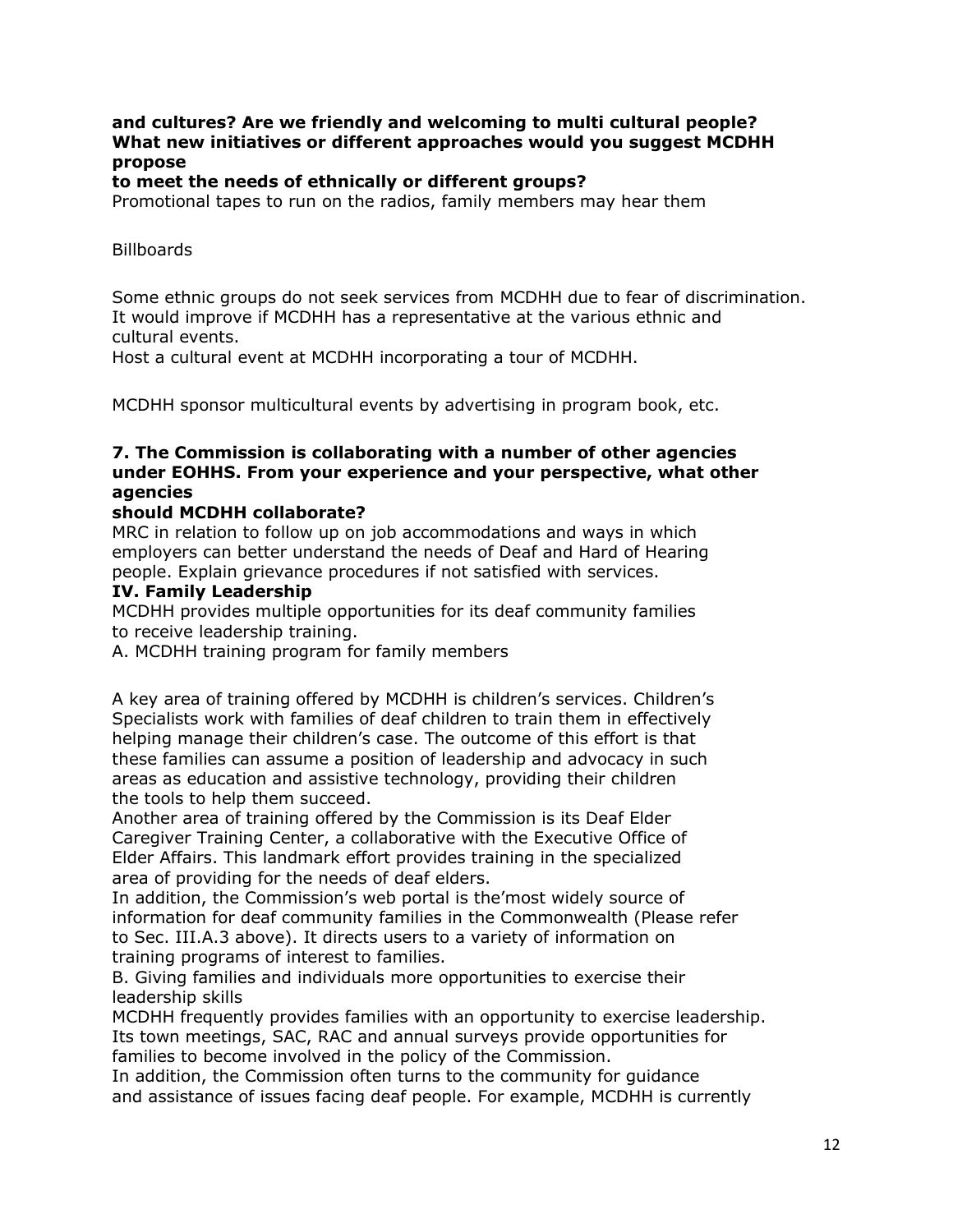**and cultures? Are we friendly and welcoming to multi cultural people? What new initiatives or different approaches would you suggest MCDHH propose to meet the needs of ethnically or different groups?**

Promotional tapes to run on the radios, family members may hear them

Billboards

Some ethnic groups do not seek services from MCDHH due to fear of discrimination. It would improve if MCDHH has a representative at the various ethnic and cultural events.

Host a cultural event at MCDHH incorporating a tour of MCDHH.

MCDHH sponsor multicultural events by advertising in program book, etc.

**7. The Commission is collaborating with a number of other agencies under EOHHS. From your experience and your perspective, what other agencies should MCDHH collaborate?**

MRC in relation to follow up on job accommodations and ways in which employers can better understand the needs of Deaf and Hard of Hearing people. Explain grievance procedures if not satisfied with services.

**IV. Family Leadership**

MCDHH provides multiple opportunities for its deaf community families to receive leadership training.

A. MCDHH training program for family members

A key area of training offered by MCDHH is children's services. Children's Specialists work with families of deaf children to train them in effectively helping manage their children's case. The outcome of this effort is that these families can assume a position of leadership and advocacy in such areas as education and assistive technology, providing their children the tools to help them succeed.

Another area of training offered by the Commission is its Deaf Elder Caregiver Training Center, a collaborative with the Executive Office of Elder Affairs. This landmark effort provides training in the specialized area of providing for the needs of deaf elders.

In addition, the Commission's web portal is the'most widely source of information for deaf community families in the Commonwealth (Please refer to Sec. III.A.3 above). It directs users to a variety of information on training programs of interest to families.

B. Giving families and individuals more opportunities to exercise their leadership skills

MCDHH frequently provides families with an opportunity to exercise leadership. Its town meetings, SAC, RAC and annual surveys provide opportunities for families to become involved in the policy of the Commission.

In addition, the Commission often turns to the community for guidance and assistance of issues facing deaf people. For example, MCDHH is currently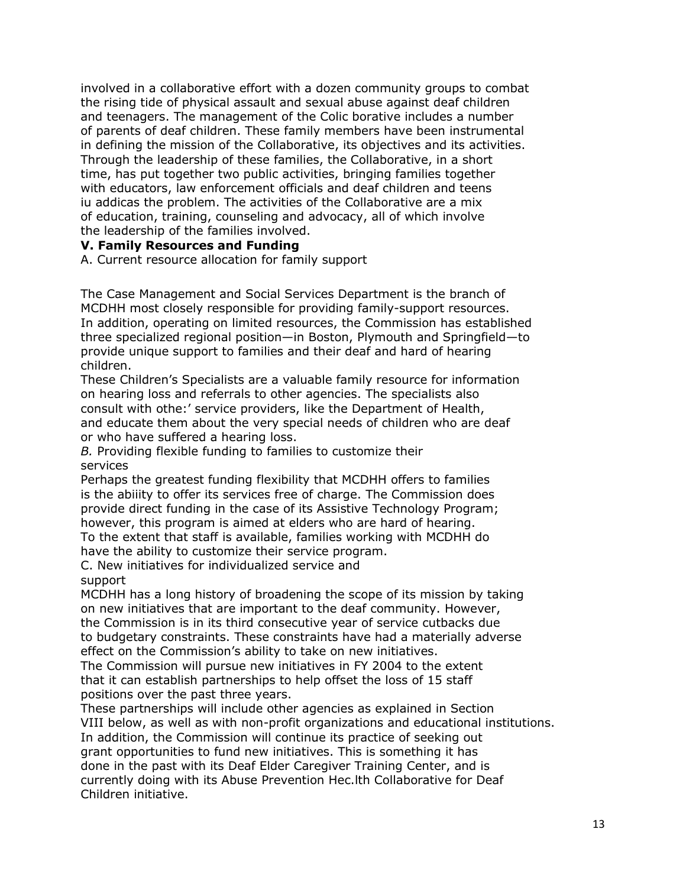involved in a collaborative effort with a dozen community groups to combat the rising tide of physical assault and sexual abuse against deaf children and teenagers. The management of the Colic borative includes a number of parents of deaf children. These family members have been instrumental in defining the mission of the Collaborative, its objectives and its activities. Through the leadership of these families, the Collaborative, in a short time, has put together two public activities, bringing families together with educators, law enforcement officials and deaf children and teens iu addicas the problem. The activities of the Collaborative are a mix of education, training, counseling and advocacy, all of which involve the leadership of the families involved.

**V. Family Resources and Funding**

A. Current resource allocation for family support

The Case Management and Social Services Department is the branch of MCDHH most closely responsible for providing family-support resources. In addition, operating on limited resources, the Commission has established three specialized regional position—in Boston, Plymouth and Springfield—to provide unique support to families and their deaf and hard of hearing children.

These Children's Specialists are a valuable family resource for information on hearing loss and referrals to other agencies. The specialists also consult with othe:' service providers, like the Department of Health, and educate them about the very special needs of children who are deaf or who have suffered a hearing loss.

*B.* Providing flexible funding to families to customize their services

Perhaps the greatest funding flexibility that MCDHH offers to families is the abiiity to offer its services free of charge. The Commission does provide direct funding in the case of its Assistive Technology Program; however, this program is aimed at elders who are hard of hearing. To the extent that staff is available, families working with MCDHH do have the ability to customize their service program.

C. New initiatives for individualized service and support

MCDHH has a long history of broadening the scope of its mission by taking on new initiatives that are important to the deaf community. However, the Commission is in its third consecutive year of service cutbacks due to budgetary constraints. These constraints have had a materially adverse effect on the Commission's ability to take on new initiatives.

The Commission will pursue new initiatives in FY 2004 to the extent that it can establish partnerships to help offset the loss of 15 staff positions over the past three years.

These partnerships will include other agencies as explained in Section VIII below, as well as with non-profit organizations and educational institutions. In addition, the Commission will continue its practice of seeking out grant opportunities to fund new initiatives. This is something it has done in the past with its Deaf Elder Caregiver Training Center, and is currently doing with its Abuse Prevention Hec.lth Collaborative for Deaf Children initiative.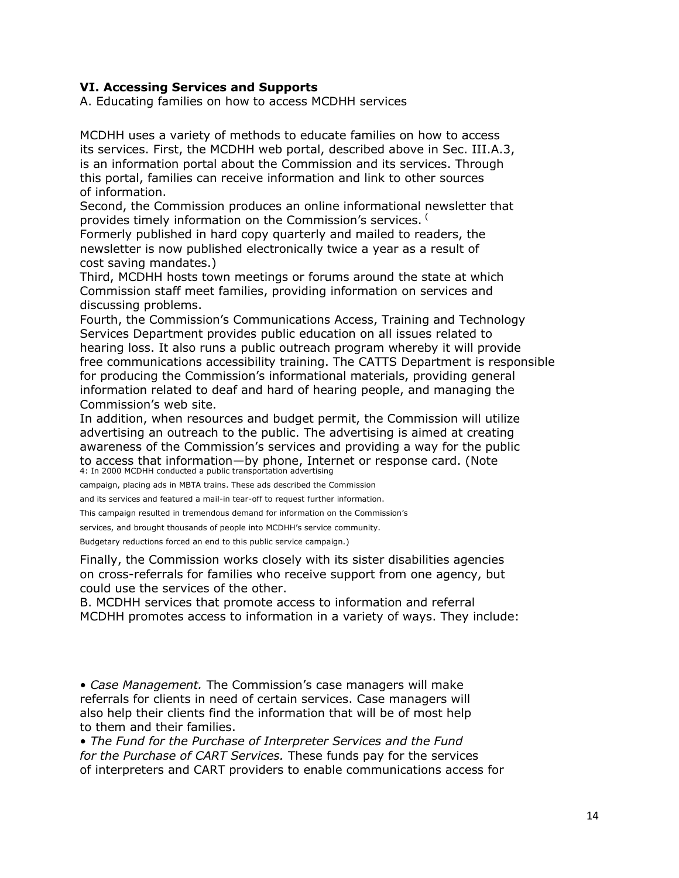### VI. Accessing Services and Supports

A. Educating families on how to access MCDHH services

MCDHH uses a variety of methods to educate families on how to access its services. First, the MCDHH web portal, described above in Sec. III.A.3, is an information portal about the Commission and its services. Through this portal, families can receive information and link to other sources of information.

Second, the Commission produces an online informational newsletter that provides timely information on the Commission's services. (Formerly published in hard copy quarterly and mailed to readers, the newsletter is now published electronically twice a year as a result of cost saving mandates.)

Third, MCDHH hosts town meetings or forums around the state at which Commission staff meet families, providing information on services and discussing problems.

Fourth, the Commission's Communications Access, Training and Technology Services Department provides public education on all issues related to hearing loss. It also runs a public outreach program whereby it will provide free communications accessibility training. The CATTS Department is responsible for producing the Commission's informational materials, providing general information related to deaf and hard of hearing people, and managing the Commission's web site.

In addition, when resources and budget permit, the Commission will utilize advertising an outreach to the public. The advertising is aimed at creating awareness of the Commission's services and providing a way for the public to access that information—by phone, Internet or response card. (Note 4: In 2000 MCDHH conducted a public transportation advertising campaign, placing ads in MBTA trains. These ads described the Commission and its services and featured a mail-in tear-off to request further information. This campaign resulted in tremendous demand for information on the Commission's services, and brought thousands of people into MCDHH's service community. Budgetary reductions forced an end to this public service campaign.)

Finally, the Commission works closely with its sister disabilities agencies on cross-referrals for families who receive support from one agency, but could use the services of the other.

B. MCDHH services that promote access to information and referral

MCDHH promotes access to information in a variety of ways. They include:

- *Case Management.* The Commission's case managers will make referrals for clients in need of certain services. Case managers will also help their clients find the information that will be of most help to them and their families.
- *The Fund for the Purchase of Interpreter Services and the Fund for the Purchase of CART Services.* These funds pay for the services of interpreters and CART providers to enable communications access for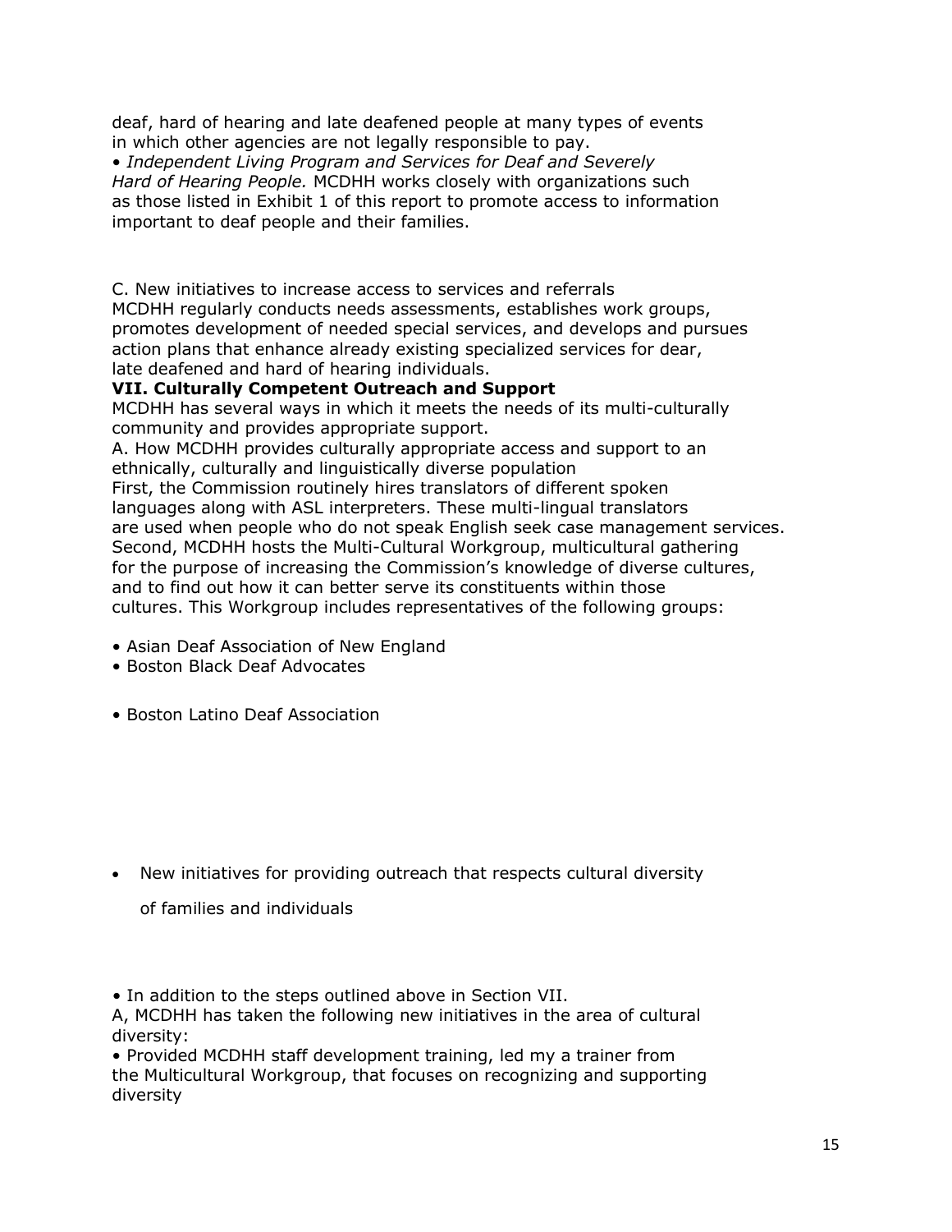deaf, hard of hearing and late deafened people at many types of events in which other agencies are not legally responsible to pay.

- *Independent Living Program and Services for Deaf and Severely Hard of Hearing People.* MCDHH works closely with organizations such as those listed in Exhibit 1 of this report to promote access to information important to deaf people and their families.

C. New initiatives to increase access to services and referrals

MCDHH regularly conducts needs assessments, establishes work groups, promotes development of needed special services, and develops and pursues action plans that enhance already existing specialized services for dear, late deafened and hard of hearing individuals.

**VII. Culturally Competent Outreach and Support**

MCDHH has several ways in which it meets the needs of its multi-culturally community and provides appropriate support.

A. How MCDHH provides culturally appropriate access and support to an ethnically, culturally and linguistically diverse population

First, the Commission routinely hires translators of different spoken languages along with ASL interpreters. These multi-lingual translators are used when people who do not speak English seek case management services. Second, MCDHH hosts the Multi-Cultural Workgroup, multicultural gathering for the purpose of increasing the Commission's knowledge of diverse cultures, and to find out how it can better serve its constituents within those cultures. This Workgroup includes representatives of the following groups:

- Asian Deaf Association of New England
- Boston Black Deaf Advocates
- Boston Latino Deaf Association

- New initiatives for providing outreach that respects cultural diversity of families and individuals

- In addition to the steps outlined above in Section VII.

A, MCDHH has taken the following new initiatives in the area of cultural diversity:

- Provided MCDHH staff development training, led my a trainer from the Multicultural Workgroup, that focuses on recognizing and supporting diversity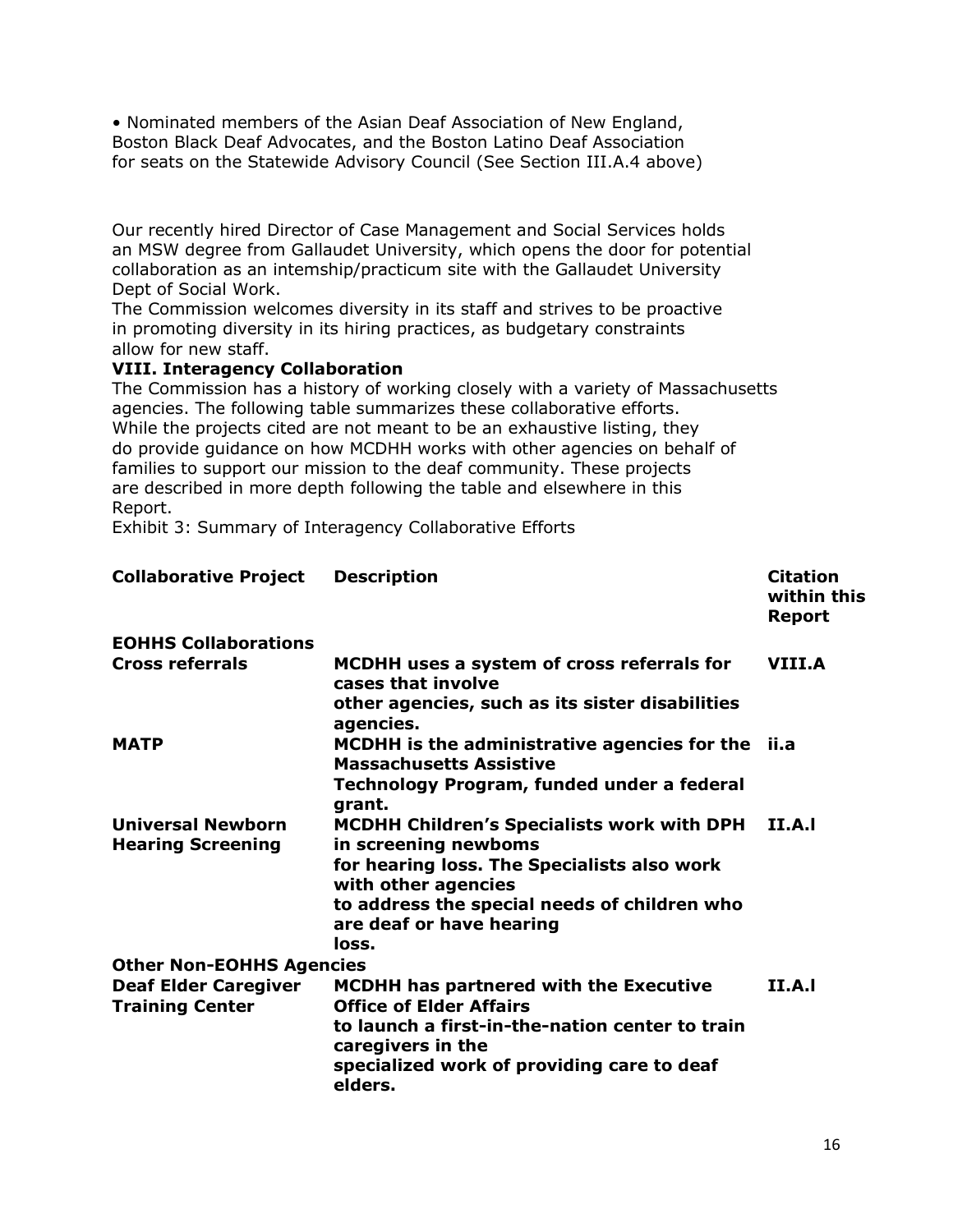• Nominated members of the Asian Deaf Association of New England, Boston Black Deaf Advocates, and the Boston Latino Deaf Association for seats on the Statewide Advisory Council (See Section III.A.4 above)

Our recently hired Director of Case Management and Social Services holds an MSW degree from Gallaudet University, which opens the door for potential collaboration as an intemship/practicum site with the Gallaudet University Dept of Social Work.

The Commission welcomes diversity in its staff and strives to be proactive in promoting diversity in its hiring practices, as budgetary constraints allow for new staff.

**VIII. Interagency Collaboration**

The Commission has a history of working closely with a variety of Massachusetts agencies. The following table summarizes these collaborative efforts. While the projects cited are not meant to be an exhaustive listing, they do provide guidance on how MCDHH works with other agencies on behalf of families to support our mission to the deaf community. These projects are described in more depth following the table and elsewhere in this Report.

Exhibit 3: Summary of Interagency Collaborative Efforts

| Collaborative Project | Description | Citation within this Report |
|---|---|---|
| **EOHHS Collaborations** | | |
| **Cross referrals** | **MCDHH uses a system of cross referrals for cases that involve other agencies, such as its sister disabilities agencies.** | **VIII.A** |
| **MATP** | **MCDHH is the administrative agencies for the Massachusetts Assistive Technology Program, funded under a federal grant.** | **ii.a** |
| **Universal Newborn Hearing Screening** | **MCDHH Children's Specialists work with DPH in screening newboms for hearing loss. The Specialists also work with other agencies to address the special needs of children who are deaf or have hearing loss.** | **II.A.l** |
| **Other Non-EOHHS Agencies** | | |
| **Deaf Elder Caregiver Training Center** | **MCDHH has partnered with the Executive Office of Elder Affairs to launch a first-in-the-nation center to train caregivers in the specialized work of providing care to deaf elders.** | **II.A.l** |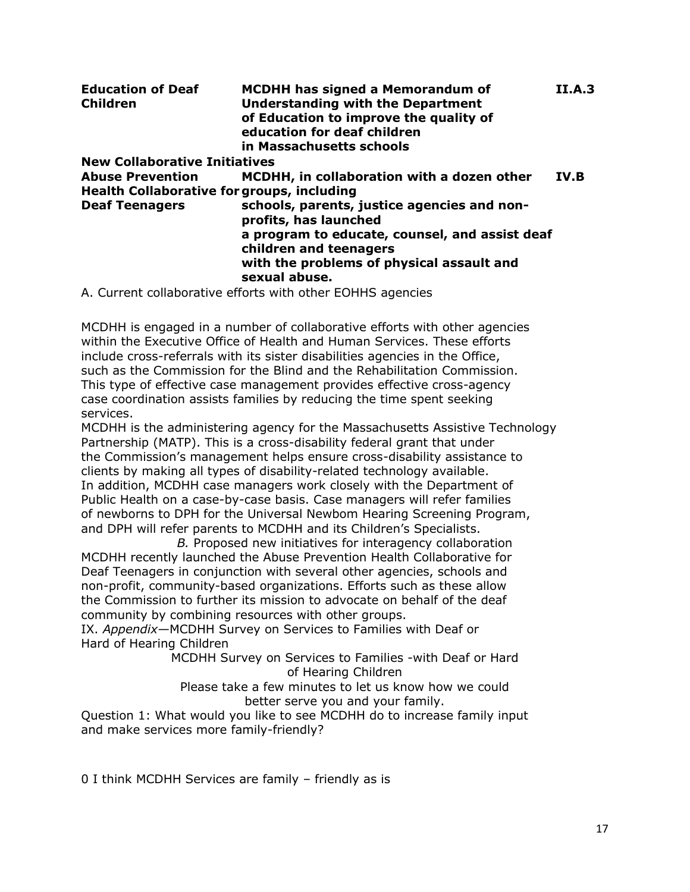| | | |
|---|---|---|
| **Education of Deaf Children** | **MCDHH has signed a Memorandum of Understanding with the Department of Education to improve the quality of education for deaf children in Massachusetts schools** | **II.A.3** |
| **New Collaborative Initiatives** | | |
| **Abuse Prevention Health Collaborative for Deaf Teenagers** | **MCDHH, in collaboration with a dozen other groups, including schools, parents, justice agencies and non-profits, has launched a program to educate, counsel, and assist deaf children and teenagers with the problems of physical assault and sexual abuse.** | **IV.B** |

A. Current collaborative efforts with other EOHHS agencies

MCDHH is engaged in a number of collaborative efforts with other agencies within the Executive Office of Health and Human Services. These efforts include cross-referrals with its sister disabilities agencies in the Office, such as the Commission for the Blind and the Rehabilitation Commission. This type of effective case management provides effective cross-agency case coordination assists families by reducing the time spent seeking services.

MCDHH is the administering agency for the Massachusetts Assistive Technology Partnership (MATP). This is a cross-disability federal grant that under the Commission's management helps ensure cross-disability assistance to clients by making all types of disability-related technology available.

In addition, MCDHH case managers work closely with the Department of Public Health on a case-by-case basis. Case managers will refer families of newborns to DPH for the Universal Newbom Hearing Screening Program, and DPH will refer parents to MCDHH and its Children's Specialists.

*B.* Proposed new initiatives for interagency collaboration

MCDHH recently launched the Abuse Prevention Health Collaborative for Deaf Teenagers in conjunction with several other agencies, schools and non-profit, community-based organizations. Efforts such as these allow the Commission to further its mission to advocate on behalf of the deaf community by combining resources with other groups.

IX. *Appendix*—MCDHH Survey on Services to Families with Deaf or Hard of Hearing Children

MCDHH Survey on Services to Families -with Deaf or Hard of Hearing Children

Please take a few minutes to let us know how we could better serve you and your family.

Question 1: What would you like to see MCDHH do to increase family input and make services more family-friendly?

0 I think MCDHH Services are family – friendly as is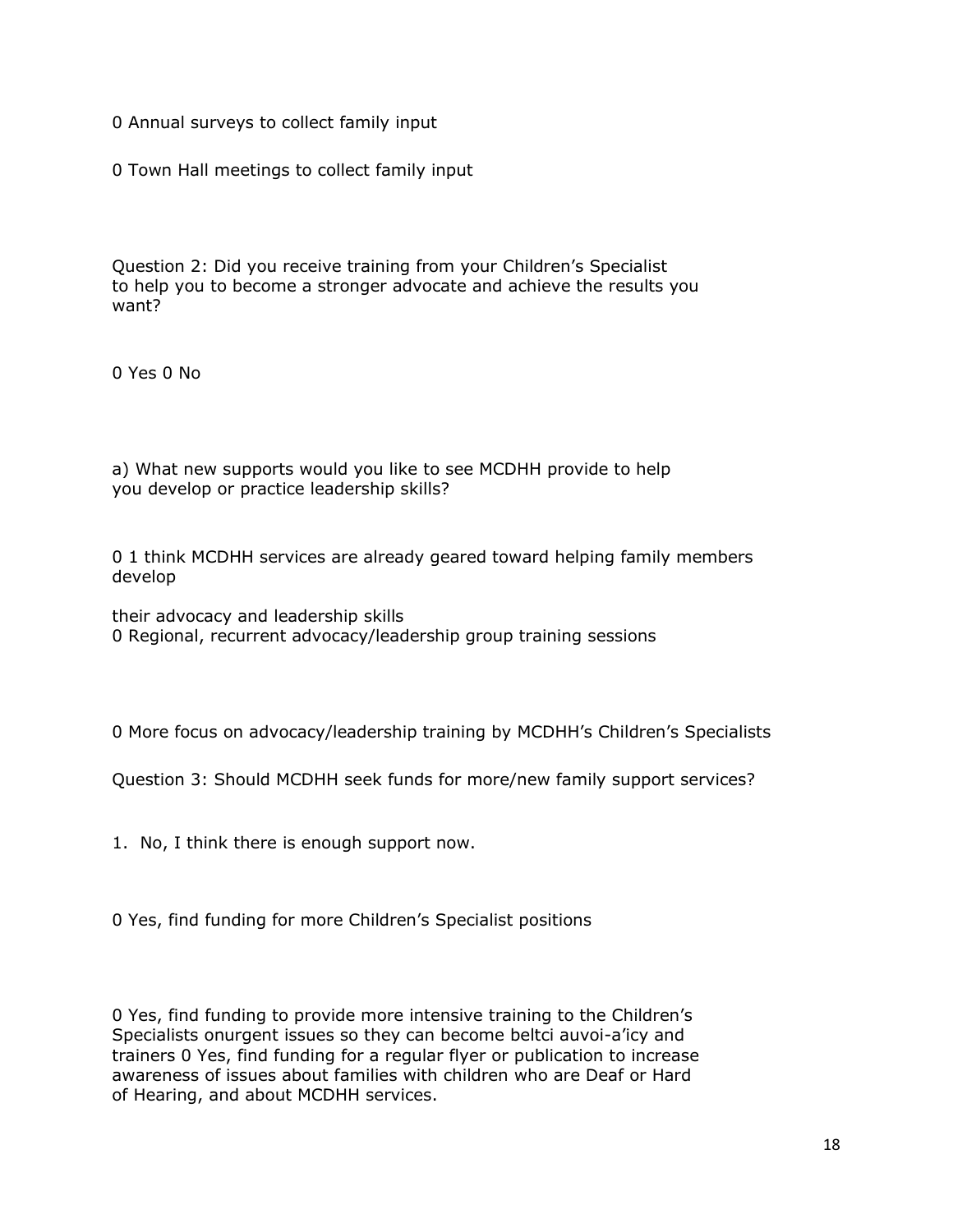0 Annual surveys to collect family input

0 Town Hall meetings to collect family input

Question 2: Did you receive training from your Children's Specialist to help you to become a stronger advocate and achieve the results you want?

0 Yes 0 No

a) What new supports would you like to see MCDHH provide to help you develop or practice leadership skills?

0 1 think MCDHH services are already geared toward helping family members develop

their advocacy and leadership skills
0 Regional, recurrent advocacy/leadership group training sessions

0 More focus on advocacy/leadership training by MCDHH's Children's Specialists

Question 3: Should MCDHH seek funds for more/new family support services?

1. No, I think there is enough support now.

0 Yes, find funding for more Children's Specialist positions

0 Yes, find funding to provide more intensive training to the Children's Specialists onurgent issues so they can become beltci auvoi-a'icy and trainers 0 Yes, find funding for a regular flyer or publication to increase awareness of issues about families with children who are Deaf or Hard of Hearing, and about MCDHH services.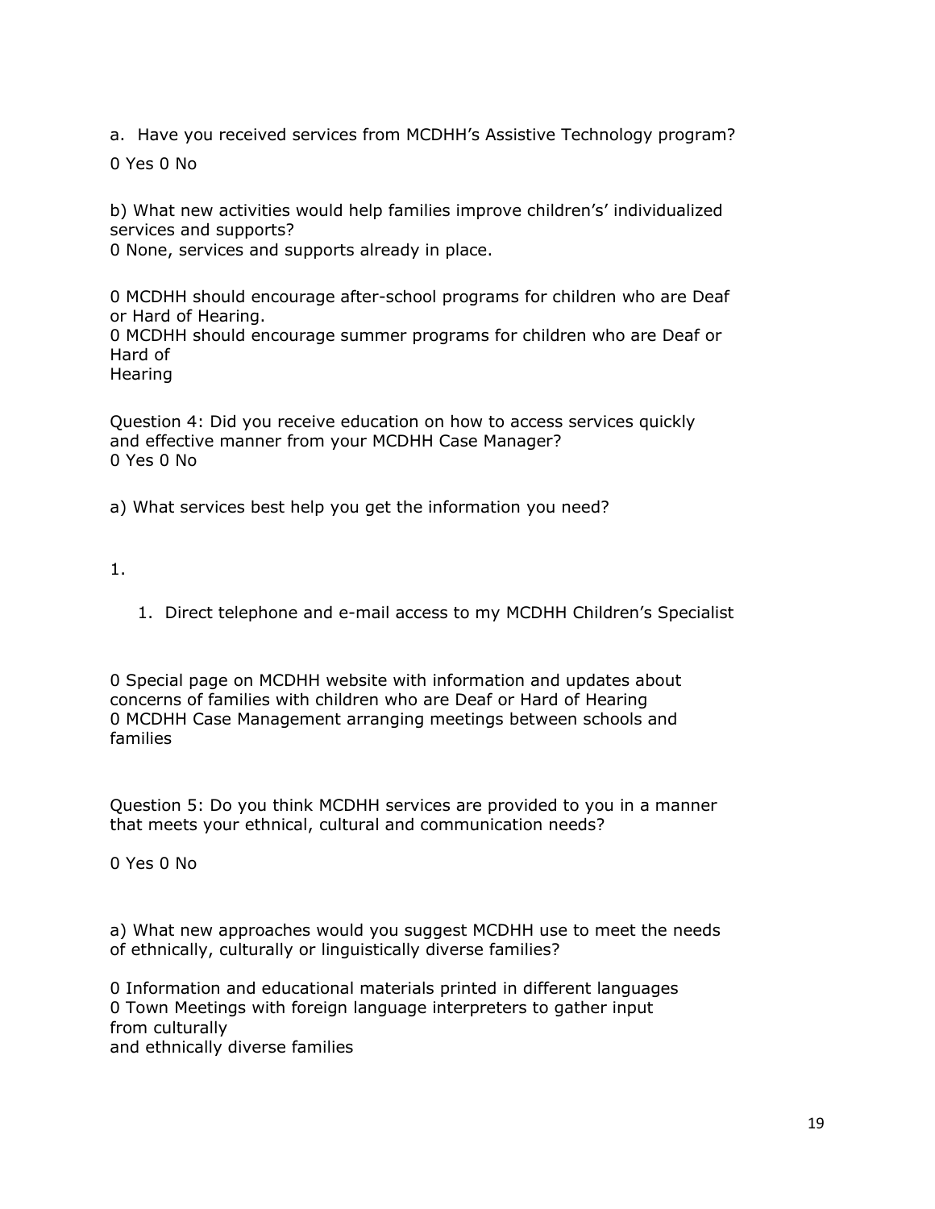a. Have you received services from MCDHH's Assistive Technology program?

0 Yes 0 No

b) What new activities would help families improve childrens's' individualized services and supports?
0 None, services and supports already in place.

0 MCDHH should encourage after-school programs for children who are Deaf or Hard of Hearing.
0 MCDHH should encourage summer programs for children who are Deaf or Hard of
Hearing

Question 4: Did you receive education on how to access services quickly and effective manner from your MCDHH Case Manager?
0 Yes 0 No

a) What services best help you get the information you need?

1.

   1. Direct telephone and e-mail access to my MCDHH Children's Specialist

0 Special page on MCDHH website with information and updates about concerns of families with children who are Deaf or Hard of Hearing
0 MCDHH Case Management arranging meetings between schools and families

Question 5: Do you think MCDHH services are provided to you in a manner that meets your ethnical, cultural and communication needs?

0 Yes 0 No

a) What new approaches would you suggest MCDHH use to meet the needs of ethnically, culturally or linguistically diverse families?

0 Information and educational materials printed in different languages
0 Town Meetings with foreign language interpreters to gather input from culturally
and ethnically diverse families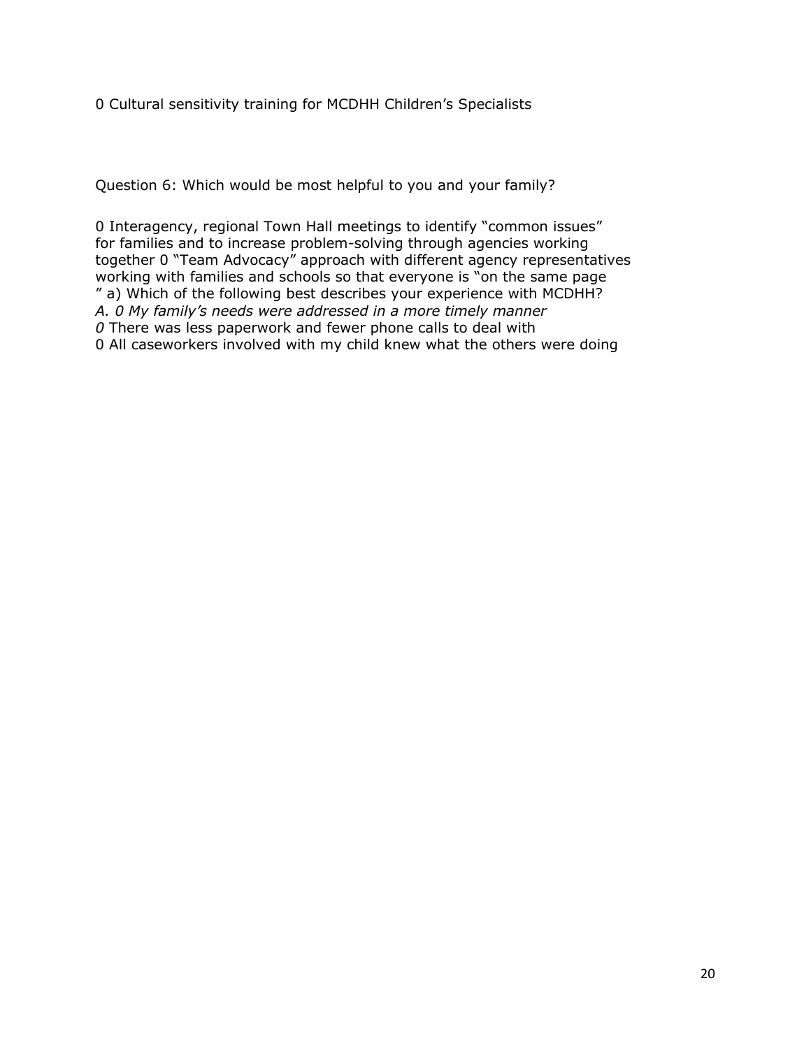0 Cultural sensitivity training for MCDHH Children's Specialists

Question 6: Which would be most helpful to you and your family?

0 Interagency, regional Town Hall meetings to identify "common issues" for families and to increase problem-solving through agencies working together 0 "Team Advocacy" approach with different agency representatives working with families and schools so that everyone is "on the same page " a) Which of the following best describes your experience with MCDHH?
*A. 0 My family's needs were addressed in a more timely manner*
*0* There was less paperwork and fewer phone calls to deal with
0 All caseworkers involved with my child knew what the others were doing